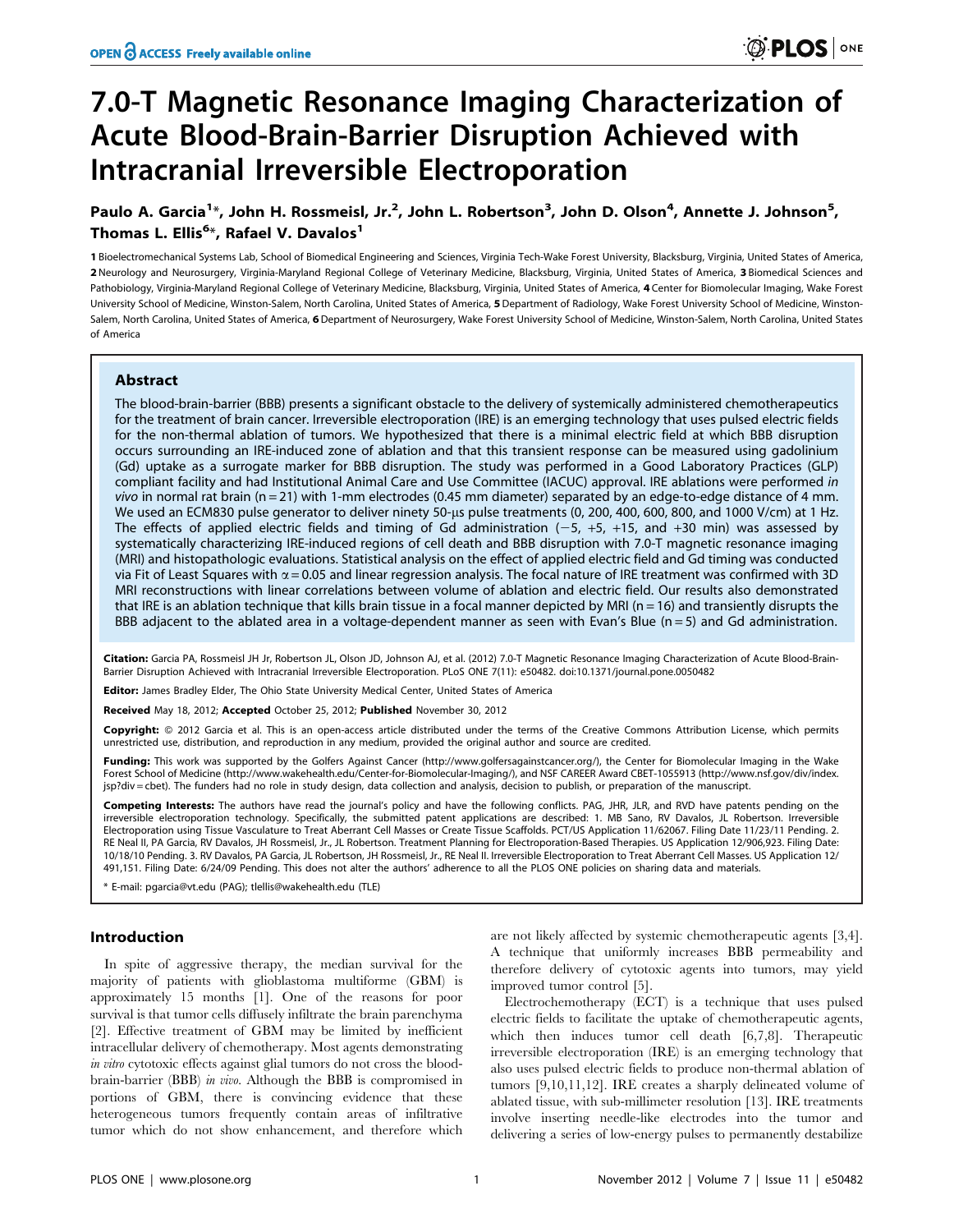# 7.0-T Magnetic Resonance Imaging Characterization of Acute Blood-Brain-Barrier Disruption Achieved with Intracranial Irreversible Electroporation

**Paulo A. Garcia[1]*, John H. Rossmeisl, Jr.[2], John L. Robertson[3], John D. Olson[4], Annette J. Johnson[5], Thomas L. Ellis[6]*, Rafael V. Davalos[1]**

1 Bioelectromechanical Systems Lab, School of Biomedical Engineering and Sciences, Virginia Tech-Wake Forest University, Blacksburg, Virginia, United States of America, 2 Neurology and Neurosurgery, Virginia-Maryland Regional College of Veterinary Medicine, Blacksburg, Virginia, United States of America, 3 Biomedical Sciences and Pathobiology, Virginia-Maryland Regional College of Veterinary Medicine, Blacksburg, Virginia, United States of America, 4 Center for Biomolecular Imaging, Wake Forest University School of Medicine, Winston-Salem, North Carolina, United States of America, 5 Department of Radiology, Wake Forest University School of Medicine, Winston-Salem, North Carolina, United States of America, 6 Department of Neurosurgery, Wake Forest University School of Medicine, Winston-Salem, North Carolina, United States of America

## Abstract

The blood-brain-barrier (BBB) presents a significant obstacle to the delivery of systemically administered chemotherapeutics for the treatment of brain cancer. Irreversible electroporation (IRE) is an emerging technology that uses pulsed electric fields for the non-thermal ablation of tumors. We hypothesized that there is a minimal electric field at which BBB disruption occurs surrounding an IRE-induced zone of ablation and that this transient response can be measured using gadolinium (Gd) uptake as a surrogate marker for BBB disruption. The study was performed in a Good Laboratory Practices (GLP) compliant facility and had Institutional Animal Care and Use Committee (IACUC) approval. IRE ablations were performed *in vivo* in normal rat brain (n = 21) with 1-mm electrodes (0.45 mm diameter) separated by an edge-to-edge distance of 4 mm. We used an ECM830 pulse generator to deliver ninety 50-µs pulse treatments (0, 200, 400, 600, 800, and 1000 V/cm) at 1 Hz. The effects of applied electric fields and timing of Gd administration (−5, +5, +15, and +30 min) was assessed by systematically characterizing IRE-induced regions of cell death and BBB disruption with 7.0-T magnetic resonance imaging (MRI) and histopathologic evaluations. Statistical analysis on the effect of applied electric field and Gd timing was conducted via Fit of Least Squares with $\alpha = 0.05$ and linear regression analysis. The focal nature of IRE treatment was confirmed with 3D MRI reconstructions with linear correlations between volume of ablation and electric field. Our results also demonstrated that IRE is an ablation technique that kills brain tissue in a focal manner depicted by MRI (n = 16) and transiently disrupts the BBB adjacent to the ablated area in a voltage-dependent manner as seen with Evan's Blue (n = 5) and Gd administration.

**Citation:** Garcia PA, Rossmeisl JH Jr, Robertson JL, Olson JD, Johnson AJ, et al. (2012) 7.0-T Magnetic Resonance Imaging Characterization of Acute Blood-Brain-Barrier Disruption Achieved with Intracranial Irreversible Electroporation. PLoS ONE 7(11): e50482. doi:10.1371/journal.pone.0050482

**Editor:** James Bradley Elder, The Ohio State University Medical Center, United States of America

**Received** May 18, 2012; **Accepted** October 25, 2012; **Published** November 30, 2012

**Copyright:** © 2012 Garcia et al. This is an open-access article distributed under the terms of the Creative Commons Attribution License, which permits unrestricted use, distribution, and reproduction in any medium, provided the original author and source are credited.

**Funding:** This work was supported by the Golfers Against Cancer (http://www.golfersagainstcancer.org/), the Center for Biomolecular Imaging in the Wake Forest School of Medicine (http://www.wakehealth.edu/Center-for-Biomolecular-Imaging/), and NSF CAREER Award CBET-1055913 (http://www.nsf.gov/div/index.jsp?div = cbet). The funders had no role in study design, data collection and analysis, decision to publish, or preparation of the manuscript.

**Competing Interests:** The authors have read the journal's policy and have the following conflicts. PAG, JHR, JLR, and RVD have patents pending on the irreversible electroporation technology. Specifically, the submitted patent applications are described: 1. MB Sano, RV Davalos, JL Robertson. Irreversible Electroporation using Tissue Vasculature to Treat Aberrant Cell Masses or Create Tissue Scaffolds. PCT/US Application 11/62067. Filing Date 11/23/11 Pending. 2. RE Neal II, PA Garcia, RV Davalos, JH Rossmeisl, Jr., JL Robertson. Treatment Planning for Electroporation-Based Therapies. US Application 12/906,923. Filing Date: 10/18/10 Pending. 3. RV Davalos, PA Garcia, JL Robertson, JH Rossmeisl, Jr., RE Neal II. Irreversible Electroporation to Treat Aberrant Cell Masses. US Application 12/491,151. Filing Date: 6/24/09 Pending. This does not alter the authors' adherence to all the PLOS ONE policies on sharing data and materials.

\* E-mail: pgarcia@vt.edu (PAG); tlellis@wakehealth.edu (TLE)

## Introduction

In spite of aggressive therapy, the median survival for the majority of patients with glioblastoma multiforme (GBM) is approximately 15 months [1]. One of the reasons for poor survival is that tumor cells diffusely infiltrate the brain parenchyma [2]. Effective treatment of GBM may be limited by inefficient intracellular delivery of chemotherapy. Most agents demonstrating *in vitro* cytotoxic effects against glial tumors do not cross the blood-brain-barrier (BBB) *in vivo*. Although the BBB is compromised in portions of GBM, there is convincing evidence that these heterogeneous tumors frequently contain areas of infiltrative tumor which do not show enhancement, and therefore which are not likely affected by systemic chemotherapeutic agents [3,4]. A technique that uniformly increases BBB permeability and therefore delivery of cytotoxic agents into tumors, may yield improved tumor control [5].

Electrochemotherapy (ECT) is a technique that uses pulsed electric fields to facilitate the uptake of chemotherapeutic agents, which then induces tumor cell death [6,7,8]. Therapeutic irreversible electroporation (IRE) is an emerging technology that also uses pulsed electric fields to produce non-thermal ablation of tumors [9,10,11,12]. IRE creates a sharply delineated volume of ablated tissue, with sub-millimeter resolution [13]. IRE treatments involve inserting needle-like electrodes into the tumor and delivering a series of low-energy pulses to permanently destabilize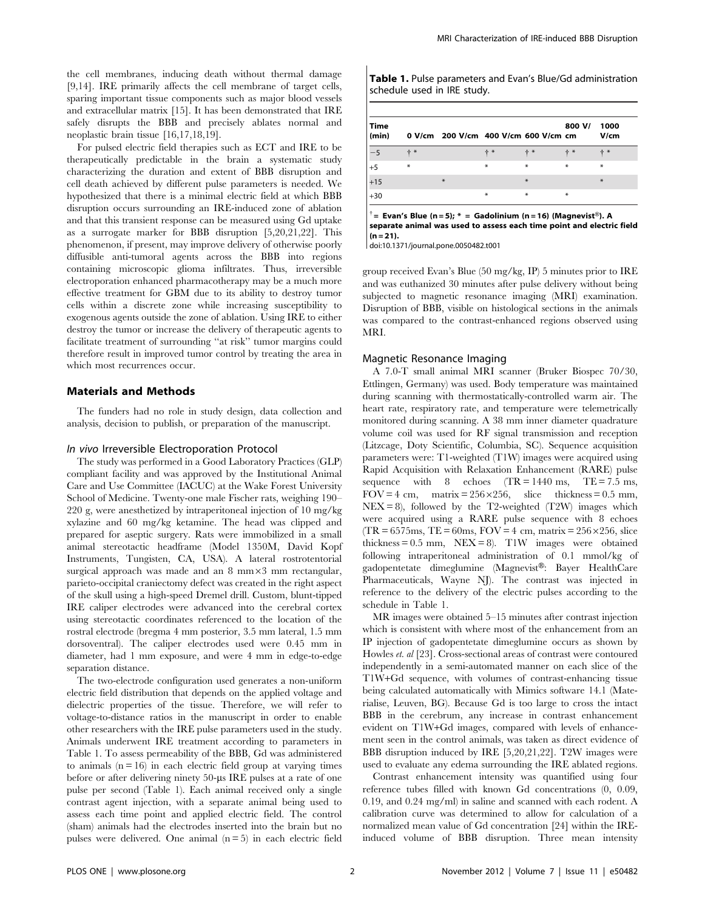the cell membranes, inducing death without thermal damage [9,14]. IRE primarily affects the cell membrane of target cells, sparing important tissue components such as major blood vessels and extracellular matrix [15]. It has been demonstrated that IRE safely disrupts the BBB and precisely ablates normal and neoplastic brain tissue [16,17,18,19].

For pulsed electric field therapies such as ECT and IRE to be therapeutically predictable in the brain a systematic study characterizing the duration and extent of BBB disruption and cell death achieved by different pulse parameters is needed. We hypothesized that there is a minimal electric field at which BBB disruption occurs surrounding an IRE-induced zone of ablation and that this transient response can be measured using Gd uptake as a surrogate marker for BBB disruption [5,20,21,22]. This phenomenon, if present, may improve delivery of otherwise poorly diffusible anti-tumoral agents across the BBB into regions containing microscopic glioma infiltrates. Thus, irreversible electroporation enhanced pharmacotherapy may be a much more effective treatment for GBM due to its ability to destroy tumor cells within a discrete zone while increasing susceptibility to exogenous agents outside the zone of ablation. Using IRE to either destroy the tumor or increase the delivery of therapeutic agents to facilitate treatment of surrounding "at risk" tumor margins could therefore result in improved tumor control by treating the area in which most recurrences occur.

## Materials and Methods

The funders had no role in study design, data collection and analysis, decision to publish, or preparation of the manuscript.

### *In vivo* Irreversible Electroporation Protocol

The study was performed in a Good Laboratory Practices (GLP) compliant facility and was approved by the Institutional Animal Care and Use Committee (IACUC) at the Wake Forest University School of Medicine. Twenty-one male Fischer rats, weighing 190–220 g, were anesthetized by intraperitoneal injection of 10 mg/kg xylazine and 60 mg/kg ketamine. The head was clipped and prepared for aseptic surgery. Rats were immobilized in a small animal stereotactic headframe (Model 1350M, David Kopf Instruments, Tungisten, CA, USA). A lateral rostrotentorial surgical approach was made and an 8 mm×3 mm rectangular, parieto-occipital craniectomy defect was created in the right aspect of the skull using a high-speed Dremel drill. Custom, blunt-tipped IRE caliper electrodes were advanced into the cerebral cortex using stereotactic coordinates referenced to the location of the rostral electrode (bregma 4 mm posterior, 3.5 mm lateral, 1.5 mm dorsoventral). The caliper electrodes used were 0.45 mm in diameter, had 1 mm exposure, and were 4 mm in edge-to-edge separation distance.

The two-electrode configuration used generates a non-uniform electric field distribution that depends on the applied voltage and dielectric properties of the tissue. Therefore, we will refer to voltage-to-distance ratios in the manuscript in order to enable other researchers with the IRE pulse parameters used in the study. Animals underwent IRE treatment according to parameters in Table 1. To assess permeability of the BBB, Gd was administered to animals (n = 16) in each electric field group at varying times before or after delivering ninety 50-µs IRE pulses at a rate of one pulse per second (Table 1). Each animal received only a single contrast agent injection, with a separate animal being used to assess each time point and applied electric field. The control (sham) animals had the electrodes inserted into the brain but no pulses were delivered. One animal (n = 5) in each electric field group received Evan's Blue (50 mg/kg, IP) 5 minutes prior to IRE and was euthanized 30 minutes after pulse delivery without being subjected to magnetic resonance imaging (MRI) examination. Disruption of BBB, visible on histological sections in the animals was compared to the contrast-enhanced regions observed using MRI.

**Table 1.** Pulse parameters and Evan's Blue/Gd administration schedule used in IRE study.

| Time (min) | 0 V/cm | 200 V/cm | 400 V/cm | 600 V/cm | 800 V/cm | 1000 V/cm |
|---|---|---|---|---|---|---|
| −5 | † * | | † * | † * | † * | † * |
| +5 | * | | * | * | * | * |
| +15 | | * | | * | | * |
| +30 | | | * | * | * | |

† = Evan's Blue (n = 5); * = Gadolinium (n = 16) (Magnevist®). A separate animal was used to assess each time point and electric field (n = 21).

doi:10.1371/journal.pone.0050482.t001

### Magnetic Resonance Imaging

A 7.0-T small animal MRI scanner (Bruker Biospec 70/30, Ettlingen, Germany) was used. Body temperature was maintained during scanning with thermostatically-controlled warm air. The heart rate, respiratory rate, and temperature were telemetrically monitored during scanning. A 38 mm inner diameter quadrature volume coil was used for RF signal transmission and reception (Litzcage, Doty Scientific, Columbia, SC). Sequence acquisition parameters were: T1-weighted (T1W) images were acquired using Rapid Acquisition with Relaxation Enhancement (RARE) pulse sequence with 8 echoes (TR = 1440 ms, TE = 7.5 ms, FOV = 4 cm, matrix = 256×256, slice thickness = 0.5 mm, NEX = 8), followed by the T2-weighted (T2W) images which were acquired using a RARE pulse sequence with 8 echoes (TR = 6575ms, TE = 60ms, FOV = 4 cm, matrix = 256×256, slice thickness = 0.5 mm, NEX = 8). T1W images were obtained following intraperitoneal administration of 0.1 mmol/kg of gadopentetate dimeglumine (Magnevist®: Bayer HealthCare Pharmaceuticals, Wayne NJ). The contrast was injected in reference to the delivery of the electric pulses according to the schedule in Table 1.

MR images were obtained 5–15 minutes after contrast injection which is consistent with where most of the enhancement from an IP injection of gadopentetate dimeglumine occurs as shown by Howles *et. al* [23]. Cross-sectional areas of contrast were contoured independently in a semi-automated manner on each slice of the T1W+Gd sequence, with volumes of contrast-enhancing tissue being calculated automatically with Mimics software 14.1 (Materialise, Leuven, BG). Because Gd is too large to cross the intact BBB in the cerebrum, any increase in contrast enhancement evident on T1W+Gd images, compared with levels of enhancement seen in the control animals, was taken as direct evidence of BBB disruption induced by IRE [5,20,21,22]. T2W images were used to evaluate any edema surrounding the IRE ablated regions.

Contrast enhancement intensity was quantified using four reference tubes filled with known Gd concentrations (0, 0.09, 0.19, and 0.24 mg/ml) in saline and scanned with each rodent. A calibration curve was determined to allow for calculation of a normalized mean value of Gd concentration [24] within the IRE-induced volume of BBB disruption. Three mean intensity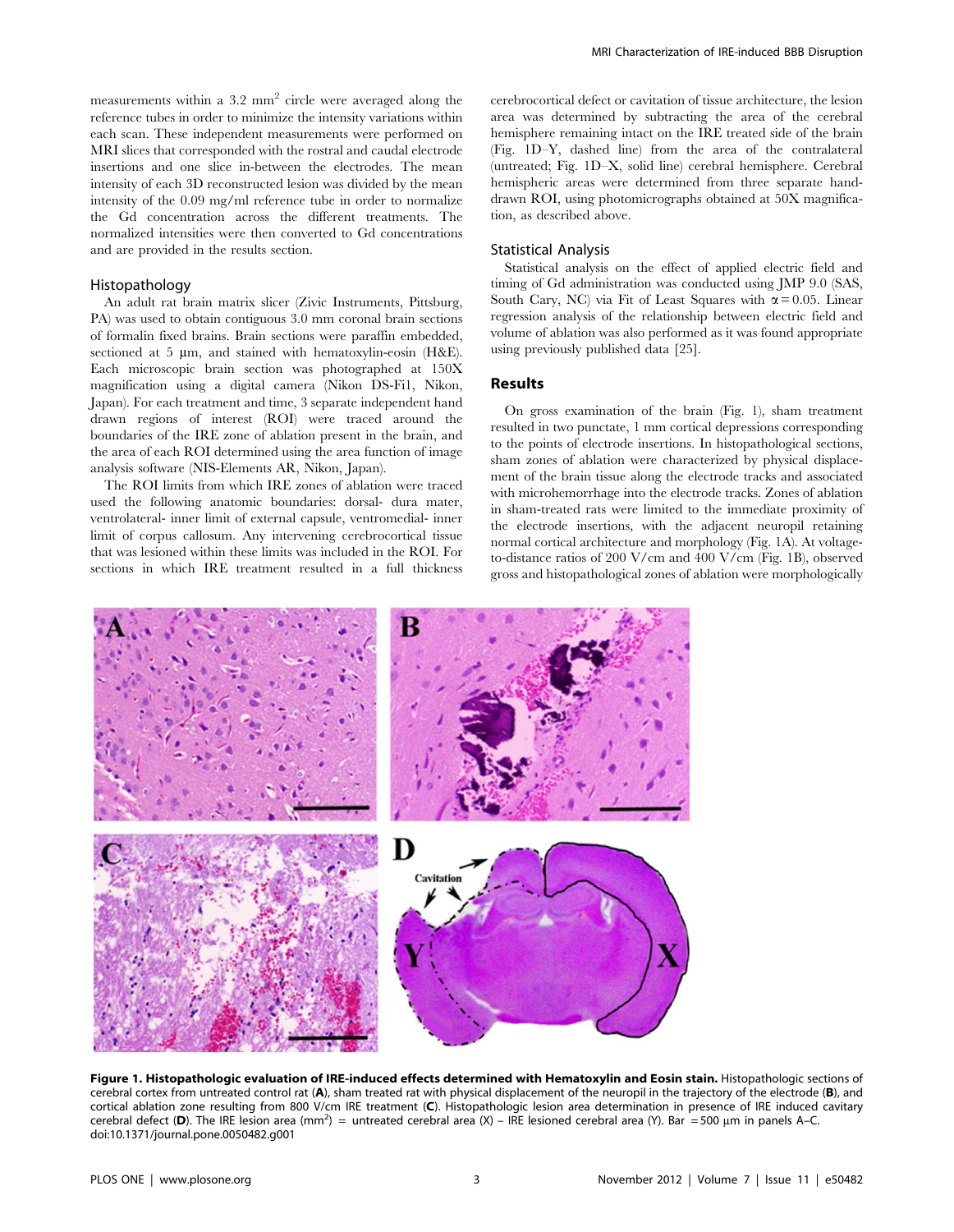measurements within a 3.2 $mm^2$ circle were averaged along the reference tubes in order to minimize the intensity variations within each scan. These independent measurements were performed on MRI slices that corresponded with the rostral and caudal electrode insertions and one slice in-between the electrodes. The mean intensity of each 3D reconstructed lesion was divided by the mean intensity of the 0.09 mg/ml reference tube in order to normalize the Gd concentration across the different treatments. The normalized intensities were then converted to Gd concentrations and are provided in the results section.

### Histopathology

An adult rat brain matrix slicer (Zivic Instruments, Pittsburg, PA) was used to obtain contiguous 3.0 mm coronal brain sections of formalin fixed brains. Brain sections were paraffin embedded, sectioned at 5 μm, and stained with hematoxylin-eosin (H&E). Each microscopic brain section was photographed at 150X magnification using a digital camera (Nikon DS-Fi1, Nikon, Japan). For each treatment and time, 3 separate independent hand drawn regions of interest (ROI) were traced around the boundaries of the IRE zone of ablation present in the brain, and the area of each ROI determined using the area function of image analysis software (NIS-Elements AR, Nikon, Japan).

The ROI limits from which IRE zones of ablation were traced used the following anatomic boundaries: dorsal- dura mater, ventrolateral- inner limit of external capsule, ventromedial- inner limit of corpus callosum. Any intervening cerebrocortical tissue that was lesioned within these limits was included in the ROI. For sections in which IRE treatment resulted in a full thickness cerebrocortical defect or cavitation of tissue architecture, the lesion area was determined by subtracting the area of the cerebral hemisphere remaining intact on the IRE treated side of the brain (Fig. 1D–Y, dashed line) from the area of the contralateral (untreated; Fig. 1D–X, solid line) cerebral hemisphere. Cerebral hemispheric areas were determined from three separate hand-drawn ROI, using photomicrographs obtained at 50X magnification, as described above.

### Statistical Analysis

Statistical analysis on the effect of applied electric field and timing of Gd administration was conducted using JMP 9.0 (SAS, South Cary, NC) via Fit of Least Squares with $\alpha = 0.05$. Linear regression analysis of the relationship between electric field and volume of ablation was also performed as it was found appropriate using previously published data [25].

## Results

On gross examination of the brain (Fig. 1), sham treatment resulted in two punctate, 1 mm cortical depressions corresponding to the points of electrode insertions. In histopathological sections, sham zones of ablation were characterized by physical displacement of the brain tissue along the electrode tracks and associated with microhemorrhage into the electrode tracks. Zones of ablation in sham-treated rats were limited to the immediate proximity of the electrode insertions, with the adjacent neuropil retaining normal cortical architecture and morphology (Fig. 1A). At voltage-to-distance ratios of 200 V/cm and 400 V/cm (Fig. 1B), observed gross and histopathological zones of ablation were morphologically

**Figure 1. Histopathologic evaluation of IRE-induced effects determined with Hematoxylin and Eosin stain.** Histopathologic sections of cerebral cortex from untreated control rat (**A**), sham treated rat with physical displacement of the neuropil in the trajectory of the electrode (**B**), and cortical ablation zone resulting from 800 V/cm IRE treatment (**C**). Histopathologic lesion area determination in presence of IRE induced cavitary cerebral defect (**D**). The IRE lesion area ($mm^2$) = untreated cerebral area (X) – IRE lesioned cerebral area (Y). Bar = 500 μm in panels A–C.
doi:10.1371/journal.pone.0050482.g001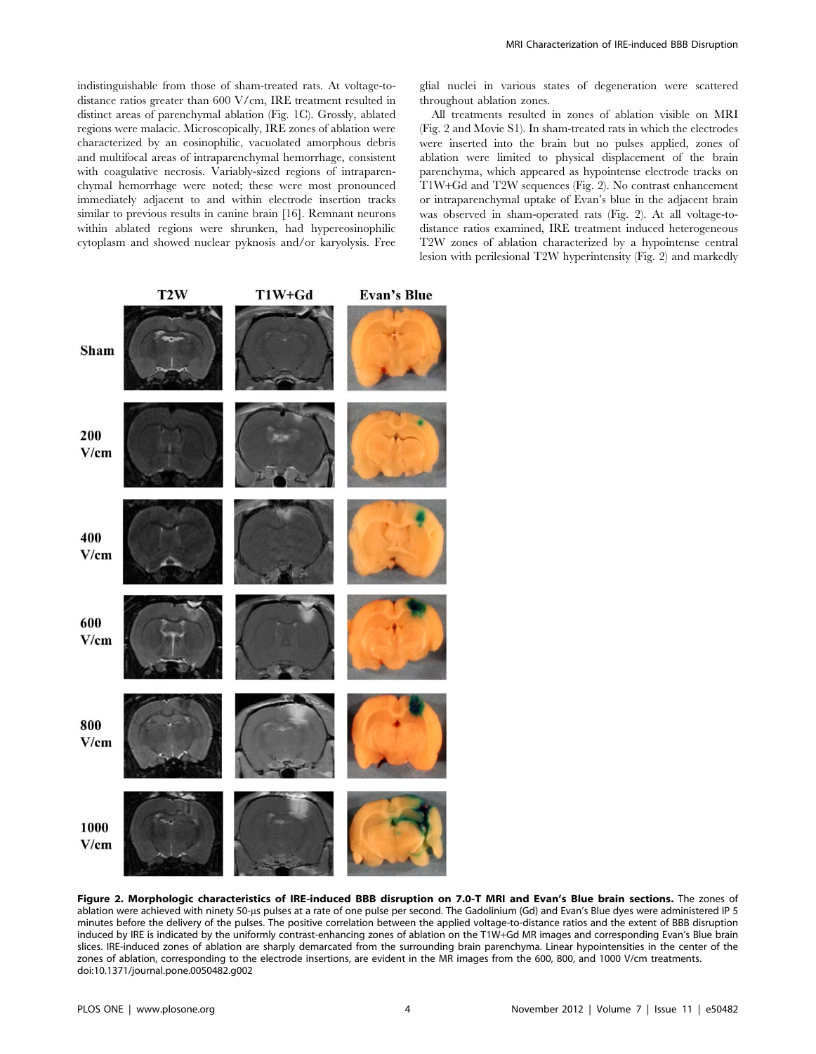indistinguishable from those of sham-treated rats. At voltage-to-distance ratios greater than 600 V/cm, IRE treatment resulted in distinct areas of parenchymal ablation (Fig. 1C). Grossly, ablated regions were malacic. Microscopically, IRE zones of ablation were characterized by an eosinophilic, vacuolated amorphous debris and multifocal areas of intraparenchymal hemorrhage, consistent with coagulative necrosis. Variably-sized regions of intraparenchymal hemorrhage were noted; these were most pronounced immediately adjacent to and within electrode insertion tracks similar to previous results in canine brain [16]. Remnant neurons within ablated regions were shrunken, had hypereosinophilic cytoplasm and showed nuclear pyknosis and/or karyolysis. Free glial nuclei in various states of degeneration were scattered throughout ablation zones.

All treatments resulted in zones of ablation visible on MRI (Fig. 2 and Movie S1). In sham-treated rats in which the electrodes were inserted into the brain but no pulses applied, zones of ablation were limited to physical displacement of the brain parenchyma, which appeared as hypointense electrode tracks on T1W+Gd and T2W sequences (Fig. 2). No contrast enhancement or intraparenchymal uptake of Evan's blue in the adjacent brain was observed in sham-operated rats (Fig. 2). At all voltage-to-distance ratios examined, IRE treatment induced heterogeneous T2W zones of ablation characterized by a hypointense central lesion with perilesional T2W hyperintensity (Fig. 2) and markedly

**Figure 2. Morphologic characteristics of IRE-induced BBB disruption on 7.0-T MRI and Evan's Blue brain sections.** The zones of ablation were achieved with ninety 50-μs pulses at a rate of one pulse per second. The Gadolinium (Gd) and Evan's Blue dyes were administered IP 5 minutes before the delivery of the pulses. The positive correlation between the applied voltage-to-distance ratios and the extent of BBB disruption induced by IRE is indicated by the uniformly contrast-enhancing zones of ablation on the T1W+Gd MR images and corresponding Evan's Blue brain slices. IRE-induced zones of ablation are sharply demarcated from the surrounding brain parenchyma. Linear hypointensities in the center of the zones of ablation, corresponding to the electrode insertions, are evident in the MR images from the 600, 800, and 1000 V/cm treatments.
doi:10.1371/journal.pone.0050482.g002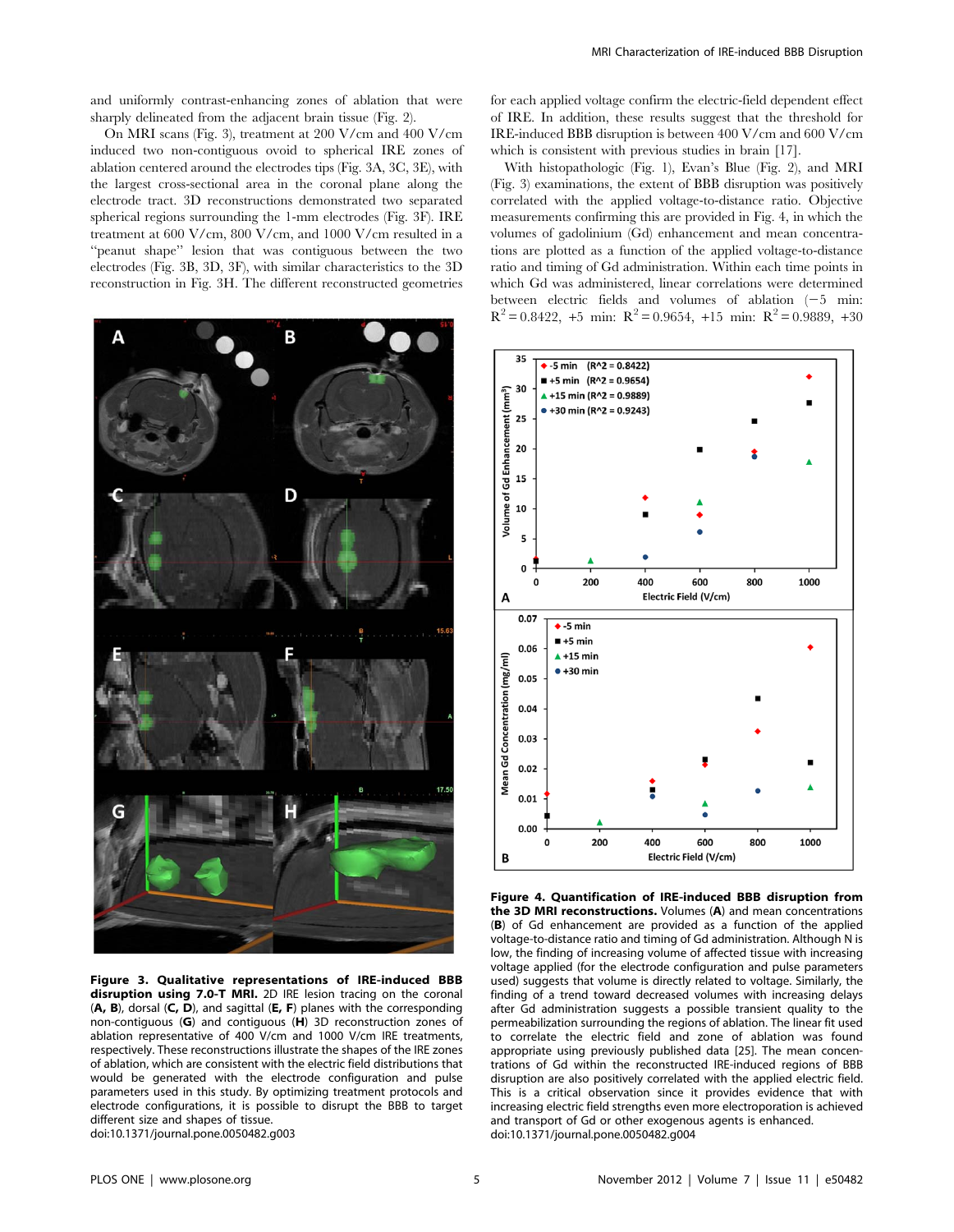and uniformly contrast-enhancing zones of ablation that were sharply delineated from the adjacent brain tissue (Fig. 2).

On MRI scans (Fig. 3), treatment at 200 V/cm and 400 V/cm induced two non-contiguous ovoid to spherical IRE zones of ablation centered around the electrodes tips (Fig. 3A, 3C, 3E), with the largest cross-sectional area in the coronal plane along the electrode tract. 3D reconstructions demonstrated two separated spherical regions surrounding the 1-mm electrodes (Fig. 3F). IRE treatment at 600 V/cm, 800 V/cm, and 1000 V/cm resulted in a "peanut shape" lesion that was contiguous between the two electrodes (Fig. 3B, 3D, 3F), with similar characteristics to the 3D reconstruction in Fig. 3H. The different reconstructed geometries for each applied voltage confirm the electric-field dependent effect of IRE. In addition, these results suggest that the threshold for IRE-induced BBB disruption is between 400 V/cm and 600 V/cm which is consistent with previous studies in brain [17].

With histopathologic (Fig. 1), Evan's Blue (Fig. 2), and MRI (Fig. 3) examinations, the extent of BBB disruption was positively correlated with the applied voltage-to-distance ratio. Objective measurements confirming this are provided in Fig. 4, in which the volumes of gadolinium (Gd) enhancement and mean concentrations are plotted as a function of the applied voltage-to-distance ratio and timing of Gd administration. Within each time points in which Gd was administered, linear correlations were determined between electric fields and volumes of ablation (−5 min: $R^2 = 0.8422$, +5 min: $R^2 = 0.9654$, +15 min: $R^2 = 0.9889$, +30

**Figure 3. Qualitative representations of IRE-induced BBB disruption using 7.0-T MRI.** 2D IRE lesion tracing on the coronal (**A, B**), dorsal (**C, D**), and sagittal (**E, F**) planes with the corresponding non-contiguous (**G**) and contiguous (**H**) 3D reconstruction zones of ablation representative of 400 V/cm and 1000 V/cm IRE treatments, respectively. These reconstructions illustrate the shapes of the IRE zones of ablation, which are consistent with the electric field distributions that would be generated with the electrode configuration and pulse parameters used in this study. By optimizing treatment protocols and electrode configurations, it is possible to disrupt the BBB to target different size and shapes of tissue.
doi:10.1371/journal.pone.0050482.g003

**Figure 4. Quantification of IRE-induced BBB disruption from the 3D MRI reconstructions.** Volumes (**A**) and mean concentrations (**B**) of Gd enhancement are provided as a function of the applied voltage-to-distance ratio and timing of Gd administration. Although N is low, the finding of increasing volume of affected tissue with increasing voltage applied (for the electrode configuration and pulse parameters used) suggests that volume is directly related to voltage. Similarly, the finding of a trend toward decreased volumes with increasing delays after Gd administration suggests a possible transient quality to the permeabilization surrounding the regions of ablation. The linear fit used to correlate the electric field and zone of ablation was found appropriate using previously published data [25]. The mean concentrations of Gd within the reconstructed IRE-induced regions of BBB disruption are also positively correlated with the applied electric field. This is a critical observation since it provides evidence that with increasing electric field strengths even more electroporation is achieved and transport of Gd or other exogenous agents is enhanced.
doi:10.1371/journal.pone.0050482.g004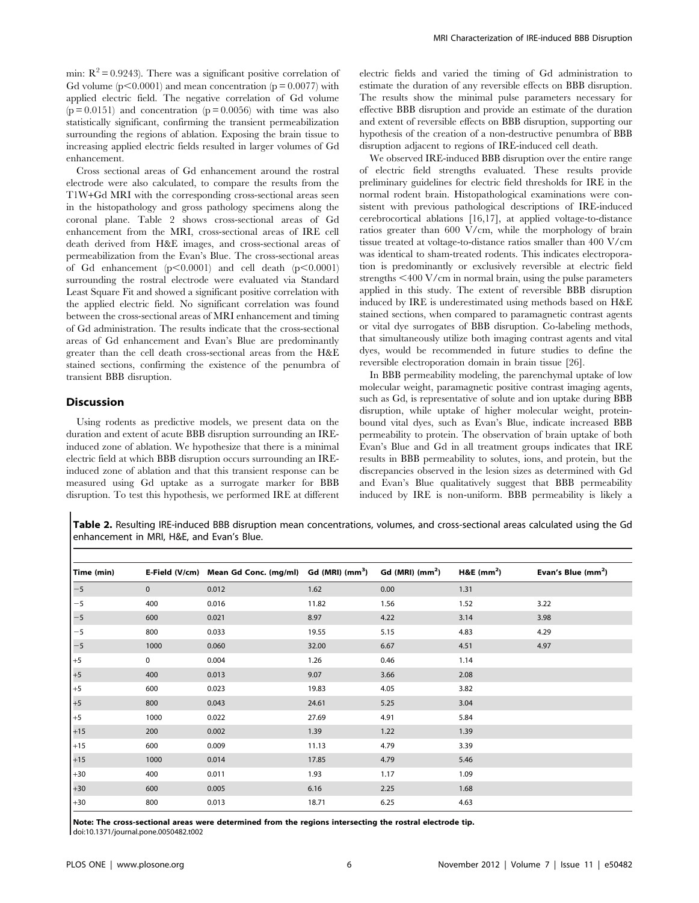min: $R^2 = 0.9243$). There was a significant positive correlation of Gd volume ($p<0.0001$) and mean concentration ($p = 0.0077$) with applied electric field. The negative correlation of Gd volume ($p = 0.0151$) and concentration ($p = 0.0056$) with time was also statistically significant, confirming the transient permeabilization surrounding the regions of ablation. Exposing the brain tissue to increasing applied electric fields resulted in larger volumes of Gd enhancement.

Cross sectional areas of Gd enhancement around the rostral electrode were also calculated, to compare the results from the T1W+Gd MRI with the corresponding cross-sectional areas seen in the histopathology and gross pathology specimens along the coronal plane. Table 2 shows cross-sectional areas of Gd enhancement from the MRI, cross-sectional areas of IRE cell death derived from H&E images, and cross-sectional areas of permeabilization from the Evan's Blue. The cross-sectional areas of Gd enhancement ($p<0.0001$) and cell death ($p<0.0001$) surrounding the rostral electrode were evaluated via Standard Least Square Fit and showed a significant positive correlation with the applied electric field. No significant correlation was found between the cross-sectional areas of MRI enhancement and timing of Gd administration. The results indicate that the cross-sectional areas of Gd enhancement and Evan's Blue are predominantly greater than the cell death cross-sectional areas from the H&E stained sections, confirming the existence of the penumbra of transient BBB disruption.

## Discussion

Using rodents as predictive models, we present data on the duration and extent of acute BBB disruption surrounding an IRE-induced zone of ablation. We hypothesize that there is a minimal electric field at which BBB disruption occurs surrounding an IRE-induced zone of ablation and that this transient response can be measured using Gd uptake as a surrogate marker for BBB disruption. To test this hypothesis, we performed IRE at different electric fields and varied the timing of Gd administration to estimate the duration of any reversible effects on BBB disruption. The results show the minimal pulse parameters necessary for effective BBB disruption and provide an estimate of the duration and extent of reversible effects on BBB disruption, supporting our hypothesis of the creation of a non-destructive penumbra of BBB disruption adjacent to regions of IRE-induced cell death.

We observed IRE-induced BBB disruption over the entire range of electric field strengths evaluated. These results provide preliminary guidelines for electric field thresholds for IRE in the normal rodent brain. Histopathological examinations were consistent with previous pathological descriptions of IRE-induced cerebrocortical ablations [16,17], at applied voltage-to-distance ratios greater than 600 V/cm, while the morphology of brain tissue treated at voltage-to-distance ratios smaller than 400 V/cm was identical to sham-treated rodents. This indicates electroporation is predominantly or exclusively reversible at electric field strengths <400 V/cm in normal brain, using the pulse parameters applied in this study. The extent of reversible BBB disruption induced by IRE is underestimated using methods based on H&E stained sections, when compared to paramagnetic contrast agents or vital dye surrogates of BBB disruption. Co-labeling methods, that simultaneously utilize both imaging contrast agents and vital dyes, would be recommended in future studies to define the reversible electroporation domain in brain tissue [26].

In BBB permeability modeling, the parenchymal uptake of low molecular weight, paramagnetic positive contrast imaging agents, such as Gd, is representative of solute and ion uptake during BBB disruption, while uptake of higher molecular weight, protein-bound vital dyes, such as Evan's Blue, indicate increased BBB permeability to protein. The observation of brain uptake of both Evan's Blue and Gd in all treatment groups indicates that IRE results in BBB permeability to solutes, ions, and protein, but the discrepancies observed in the lesion sizes as determined with Gd and Evan's Blue qualitatively suggest that BBB permeability induced by IRE is non-uniform. BBB permeability is likely a

**Table 2.** Resulting IRE-induced BBB disruption mean concentrations, volumes, and cross-sectional areas calculated using the Gd enhancement in MRI, H&E, and Evan's Blue.

| Time (min) | E-Field (V/cm) | Mean Gd Conc. (mg/ml) | Gd (MRI) ($mm^3$) | Gd (MRI) ($mm^2$) | H&E ($mm^2$) | Evan's Blue ($mm^2$) |
|---|---|---|---|---|---|---|
| −5 | 0 | 0.012 | 1.62 | 0.00 | 1.31 | |
| −5 | 400 | 0.016 | 11.82 | 1.56 | 1.52 | 3.22 |
| −5 | 600 | 0.021 | 8.97 | 4.22 | 3.14 | 3.98 |
| −5 | 800 | 0.033 | 19.55 | 5.15 | 4.83 | 4.29 |
| −5 | 1000 | 0.060 | 32.00 | 6.67 | 4.51 | 4.97 |
| +5 | 0 | 0.004 | 1.26 | 0.46 | 1.14 | |
| +5 | 400 | 0.013 | 9.07 | 3.66 | 2.08 | |
| +5 | 600 | 0.023 | 19.83 | 4.05 | 3.82 | |
| +5 | 800 | 0.043 | 24.61 | 5.25 | 3.04 | |
| +5 | 1000 | 0.022 | 27.69 | 4.91 | 5.84 | |
| +15 | 200 | 0.002 | 1.39 | 1.22 | 1.39 | |
| +15 | 600 | 0.009 | 11.13 | 4.79 | 3.39 | |
| +15 | 1000 | 0.014 | 17.85 | 4.79 | 5.46 | |
| +30 | 400 | 0.011 | 1.93 | 1.17 | 1.09 | |
| +30 | 600 | 0.005 | 6.16 | 2.25 | 1.68 | |
| +30 | 800 | 0.013 | 18.71 | 6.25 | 4.63 | |

**Note: The cross-sectional areas were determined from the regions intersecting the rostral electrode tip.**
doi:10.1371/journal.pone.0050482.t002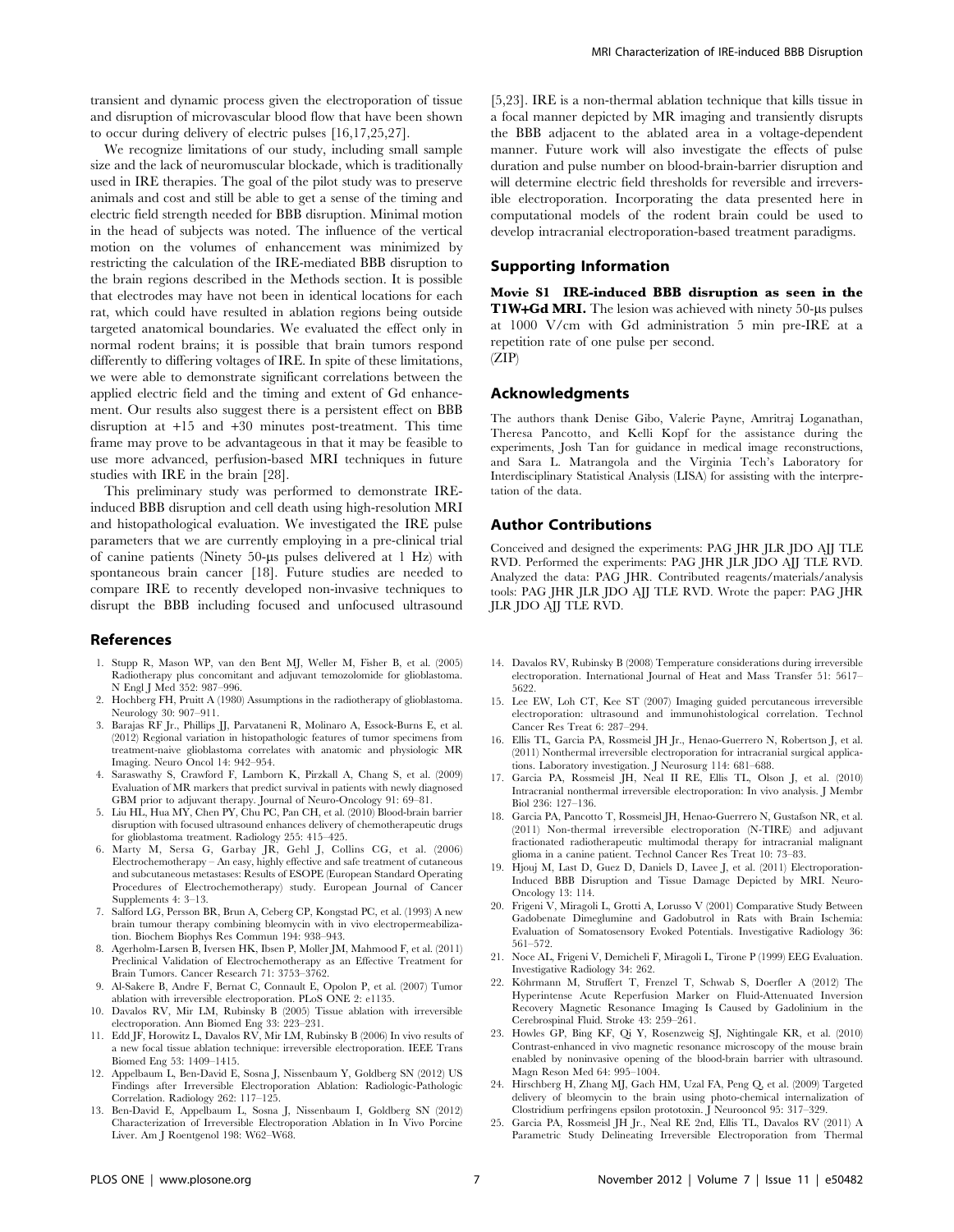transient and dynamic process given the electroporation of tissue and disruption of microvascular blood flow that have been shown to occur during delivery of electric pulses [16,17,25,27].

We recognize limitations of our study, including small sample size and the lack of neuromuscular blockade, which is traditionally used in IRE therapies. The goal of the pilot study was to preserve animals and cost and still be able to get a sense of the timing and electric field strength needed for BBB disruption. Minimal motion in the head of subjects was noted. The influence of the vertical motion on the volumes of enhancement was minimized by restricting the calculation of the IRE-mediated BBB disruption to the brain regions described in the Methods section. It is possible that electrodes may have not been in identical locations for each rat, which could have resulted in ablation regions being outside targeted anatomical boundaries. We evaluated the effect only in normal rodent brains; it is possible that brain tumors respond differently to differing voltages of IRE. In spite of these limitations, we were able to demonstrate significant correlations between the applied electric field and the timing and extent of Gd enhancement. Our results also suggest there is a persistent effect on BBB disruption at +15 and +30 minutes post-treatment. This time frame may prove to be advantageous in that it may be feasible to use more advanced, perfusion-based MRI techniques in future studies with IRE in the brain [28].

This preliminary study was performed to demonstrate IRE-induced BBB disruption and cell death using high-resolution MRI and histopathological evaluation. We investigated the IRE pulse parameters that we are currently employing in a pre-clinical trial of canine patients (Ninety 50-μs pulses delivered at 1 Hz) with spontaneous brain cancer [18]. Future studies are needed to compare IRE to recently developed non-invasive techniques to disrupt the BBB including focused and unfocused ultrasound [5,23]. IRE is a non-thermal ablation technique that kills tissue in a focal manner depicted by MR imaging and transiently disrupts the BBB adjacent to the ablated area in a voltage-dependent manner. Future work will also investigate the effects of pulse duration and pulse number on blood-brain-barrier disruption and will determine electric field thresholds for reversible and irreversible electroporation. Incorporating the data presented here in computational models of the rodent brain could be used to develop intracranial electroporation-based treatment paradigms.

## Supporting Information

**Movie S1 IRE-induced BBB disruption as seen in the T1W+Gd MRI.** The lesion was achieved with ninety 50-μs pulses at 1000 V/cm with Gd administration 5 min pre-IRE at a repetition rate of one pulse per second.
(ZIP)

## Acknowledgments

The authors thank Denise Gibo, Valerie Payne, Amritraj Loganathan, Theresa Pancotto, and Kelli Kopf for the assistance during the experiments, Josh Tan for guidance in medical image reconstructions, and Sara L. Matrangola and the Virginia Tech's Laboratory for Interdisciplinary Statistical Analysis (LISA) for assisting with the interpretation of the data.

## Author Contributions

Conceived and designed the experiments: PAG JHR JLR JDO AJJ TLE RVD. Performed the experiments: PAG JHR JLR JDO AJJ TLE RVD. Analyzed the data: PAG JHR. Contributed reagents/materials/analysis tools: PAG JHR JLR JDO AJJ TLE RVD. Wrote the paper: PAG JHR JLR JDO AJJ TLE RVD.

## References

1. Stupp R, Mason WP, van den Bent MJ, Weller M, Fisher B, et al. (2005) Radiotherapy plus concomitant and adjuvant temozolomide for glioblastoma. N Engl J Med 352: 987–996.
2. Hochberg FH, Pruitt A (1980) Assumptions in the radiotherapy of glioblastoma. Neurology 30: 907–911.
3. Barajas RF Jr., Phillips JJ, Parvataneni R, Molinaro A, Essock-Burns E, et al. (2012) Regional variation in histopathologic features of tumor specimens from treatment-naive glioblastoma correlates with anatomic and physiologic MR Imaging. Neuro Oncol 14: 942–954.
4. Saraswathy S, Crawford F, Lamborn K, Pirzkall A, Chang S, et al. (2009) Evaluation of MR markers that predict survival in patients with newly diagnosed GBM prior to adjuvant therapy. Journal of Neuro-Oncology 91: 69–81.
5. Liu HL, Hua MY, Chen PY, Chu PC, Pan CH, et al. (2010) Blood-brain barrier disruption with focused ultrasound enhances delivery of chemotherapeutic drugs for glioblastoma treatment. Radiology 255: 415–425.
6. Marty M, Sersa G, Garbay JR, Gehl J, Collins CG, et al. (2006) Electrochemotherapy – An easy, highly effective and safe treatment of cutaneous and subcutaneous metastases: Results of ESOPE (European Standard Operating Procedures of Electrochemotherapy) study. European Journal of Cancer Supplements 4: 3–13.
7. Salford LG, Persson BR, Brun A, Ceberg CP, Kongstad PC, et al. (1993) A new brain tumour therapy combining bleomycin with in vivo electropermeabilization. Biochem Biophys Res Commun 194: 938–943.
8. Agerholm-Larsen B, Iversen HK, Ibsen P, Moller JM, Mahmood F, et al. (2011) Preclinical Validation of Electrochemotherapy as an Effective Treatment for Brain Tumors. Cancer Research 71: 3753–3762.
9. Al-Sakere B, Andre F, Bernat C, Connault E, Opolon P, et al. (2007) Tumor ablation with irreversible electroporation. PLoS ONE 2: e1135.
10. Davalos RV, Mir LM, Rubinsky B (2005) Tissue ablation with irreversible electroporation. Ann Biomed Eng 33: 223–231.
11. Edd JF, Horowitz L, Davalos RV, Mir LM, Rubinsky B (2006) In vivo results of a new focal tissue ablation technique: irreversible electroporation. IEEE Trans Biomed Eng 53: 1409–1415.
12. Appelbaum L, Ben-David E, Sosna J, Nissenbaum Y, Goldberg SN (2012) US Findings after Irreversible Electroporation Ablation: Radiologic-Pathologic Correlation. Radiology 262: 117–125.
13. Ben-David E, Appelbaum L, Sosna J, Nissenbaum I, Goldberg SN (2012) Characterization of Irreversible Electroporation Ablation in In Vivo Porcine Liver. Am J Roentgenol 198: W62–W68.
14. Davalos RV, Rubinsky B (2008) Temperature considerations during irreversible electroporation. International Journal of Heat and Mass Transfer 51: 5617–5622.
15. Lee EW, Loh CT, Kee ST (2007) Imaging guided percutaneous irreversible electroporation: ultrasound and immunohistological correlation. Technol Cancer Res Treat 6: 287–294.
16. Ellis TL, Garcia PA, Rossmeisl JH Jr., Henao-Guerrero N, Robertson J, et al. (2011) Nonthermal irreversible electroporation for intracranial surgical applications. Laboratory investigation. J Neurosurg 114: 681–688.
17. Garcia PA, Rossmeisl JH, Neal II RE, Ellis TL, Olson J, et al. (2010) Intracranial nonthermal irreversible electroporation: In vivo analysis. J Membr Biol 236: 127–136.
18. Garcia PA, Pancotto T, Rossmeisl JH, Henao-Guerrero N, Gustafson NR, et al. (2011) Non-thermal irreversible electroporation (N-TIRE) and adjuvant fractionated radiotherapeutic multimodal therapy for intracranial malignant glioma in a canine patient. Technol Cancer Res Treat 10: 73–83.
19. Hjouj M, Last D, Guez D, Daniels D, Lavee J, et al. (2011) Electroporation-Induced BBB Disruption and Tissue Damage Depicted by MRI. Neuro-Oncology 13: 114.
20. Frigeni V, Miragoli L, Grotti A, Lorusso V (2001) Comparative Study Between Gadobenate Dimeglumine and Gadobutrol in Rats with Brain Ischemia: Evaluation of Somatosensory Evoked Potentials. Investigative Radiology 36: 561–572.
21. Noce AL, Frigeni V, Demicheli F, Miragoli L, Tirone P (1999) EEG Evaluation. Investigative Radiology 34: 262.
22. Köhrmann M, Struffert T, Frenzel T, Schwab S, Doerfler A (2012) The Hyperintense Acute Reperfusion Marker on Fluid-Attenuated Inversion Recovery Magnetic Resonance Imaging Is Caused by Gadolinium in the Cerebrospinal Fluid. Stroke 43: 259–261.
23. Howles GP, Bing KF, Qi Y, Rosenzweig SJ, Nightingale KR, et al. (2010) Contrast-enhanced in vivo magnetic resonance microscopy of the mouse brain enabled by noninvasive opening of the blood-brain barrier with ultrasound. Magn Reson Med 64: 995–1004.
24. Hirschberg H, Zhang MJ, Gach HM, Uzal FA, Peng Q, et al. (2009) Targeted delivery of bleomycin to the brain using photo-chemical internalization of Clostridium perfringens epsilon prototoxin. J Neurooncol 95: 317–329.
25. Garcia PA, Rossmeisl JH Jr., Neal RE 2nd, Ellis TL, Davalos RV (2011) A Parametric Study Delineating Irreversible Electroporation from Thermal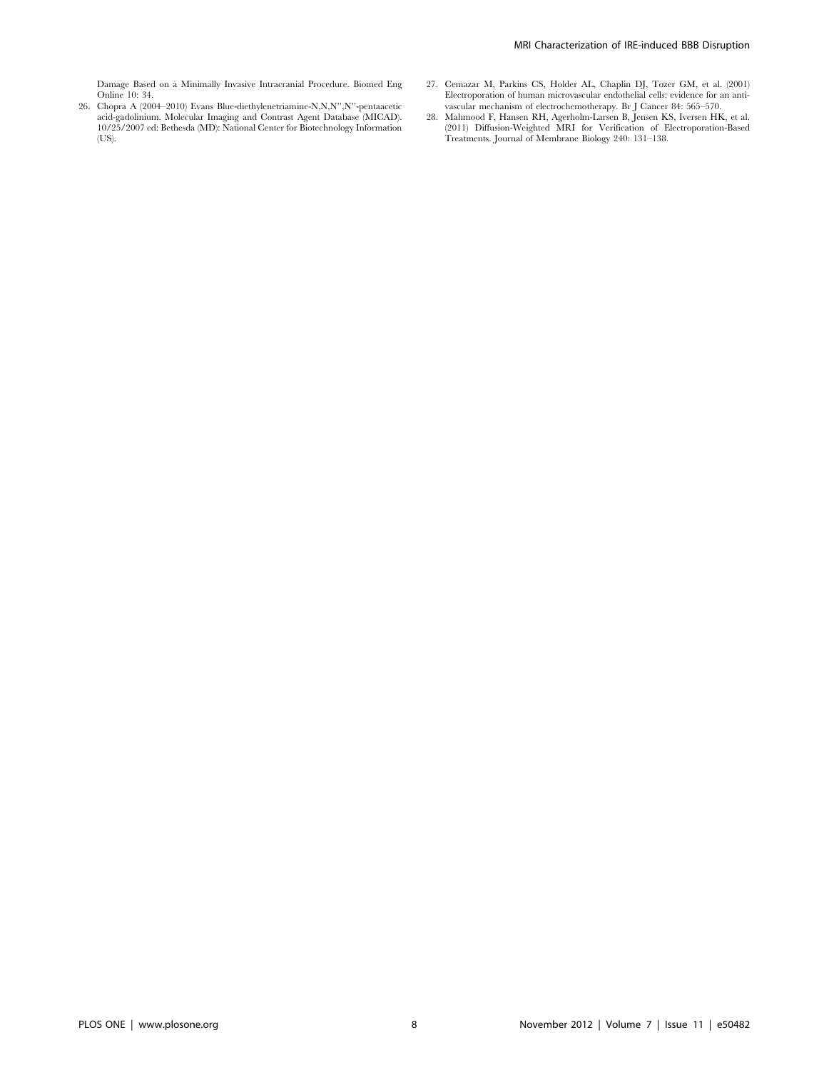Damage Based on a Minimally Invasive Intracranial Procedure. Biomed Eng Online 10: 34.

26. Chopra A (2004–2010) Evans Blue-diethylenetriamine-N,N,N'',N''-pentaacetic acid-gadolinium. Molecular Imaging and Contrast Agent Database (MICAD). 10/25/2007 ed: Bethesda (MD): National Center for Biotechnology Information (US).
27. Cemazar M, Parkins CS, Holder AL, Chaplin DJ, Tozer GM, et al. (2001) Electroporation of human microvascular endothelial cells: evidence for an anti-vascular mechanism of electrochemotherapy. Br J Cancer 84: 565–570.
28. Mahmood F, Hansen RH, Agerholm-Larsen B, Jensen KS, Iversen HK, et al. (2011) Diffusion-Weighted MRI for Verification of Electroporation-Based Treatments. Journal of Membrane Biology 240: 131–138.